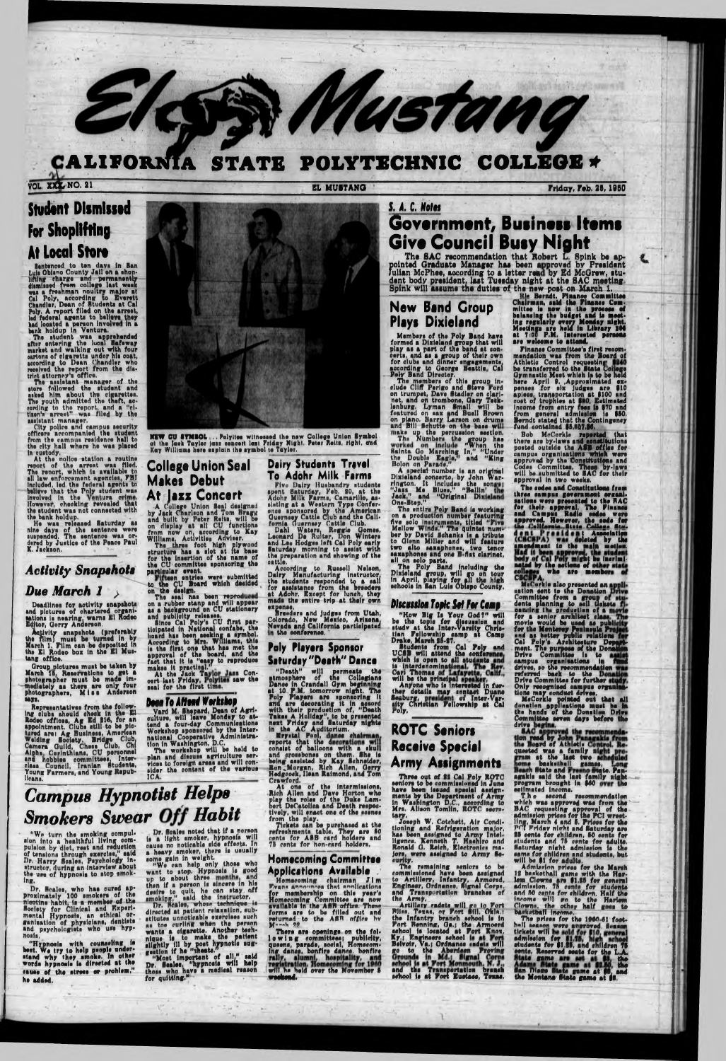# El Mustang

## CALIFORNIA STATE POLYTECHNIC COLLEGE

VOL. XXX NO. 21 — EL MUSTANG — Friday, Feb. 28, 1950

## Student Dismissed For Shoplifting At Local Store

Sentenced to ten days in San Luis Obispo County Jail on a shoplifting charge and permanently dismissed from college last week was a freshman poultry major at Cal Poly, according to Everett Chandler, Dean of Students at Cal Poly. A report filed on the arrest, led federal agents to believe they had located a person involved in a bank holdup in Ventura.

The student was apprehended after entering the local Safeway market and walking out with four cartons of cigarettes under his coat, according to Dean Chandler who received the report from the district attorney's office.

The assistant manager of the store followed the student and asked him about the cigarettes. The youth admitted the theft, according to the report, and a "citizen's arrest" was filed by the assistant manager.

City police and campus security officers accompanied the student from the campus residence hall to the city hall where he was placed in custody.

At the police station a routine report of the arrest was filed. The report, which is available to all law enforcement agencies, FBI included, led the federal agents to believe that the Poly student was involved in the Ventura crime. However, checking revealed that the student was not connected with the bank holdup.

He was released Saturday as nine days of the sentence were suspended. The sentence was ordered by Justice of the Peace Paul K. Jackson.

## Activity Snapshots Due March 1

Deadlines for activity snapshots and pictures of chartered organizations is nearing, warns El Rodeo Editor, Gerry Anderson.

Activity snapshots (preferably the film) must be turned in by March 1. Film can be deposited in the El Rodeo box in the El Mustang office.

Group pictures must be taken by March 15. Reservations to get a photographer must be made immediately as there are only four photographers, Miss Anderson says.

Representatives from the following clubs should check in the El Rodeo offices, Ag Ed 216, for an appointment. Clubs still to be pictured are: Ag Business, American Welding Society, Bridge Club, Camera Guild, Chess Club, Chi Alpha, Corinthians, CU personnel and hobbies committee, Interclass Council, Iranian Students, Young Farmers, and Young Republicans.

NEW CU SYMBOL . . . Polyites witnessed the new College Union Symbol at the Jack Taylor jazz concert last Friday Night. Peter Reitz, right, and Kay Williams here explain the symbol to Taylor.

## College Union Seal Makes Debut At Jazz Concert

A College Union Seal designed by Jack Charlson and Tom Bragg and built by Peter Reitz, will be on display at all CU functions from now on, according to Kay Williams, Activities Adviser.

The three foot high plywood structure has a slot at its base for the insertion of the name of the CU committee sponsoring the particular event.

Fifteen entries were submitted to the CU Board which decided on the design.

The seal has been reproduced on a rubber stamp and will appear as a background on CU stationery and publicity releases.

Since Cal Poly's CU first participated in National confabs, the board has been seeking a symbol. According to Mrs. Williams, this is the first one that has met the approval of the board, and the fact that it is "easy to reproduce makes it practical."

At the Jack Taylor Jazz Concert last Friday, Polyites saw the seal for the first time.

### Dean To Attend Workshop

Vard M. Shepard, Dean of Agriculture, will leave Monday to attend a four-day Communications Workshop sponsored by the International Cooperative Administration in Washington, D.C.

The workshop will be held to plan and discuss agriculture services to foreign areas and will consider the content of the various ICA.

## Dairy Students Travel To Adohr Milk Farms

Five Dairy Husbandry students spent Saturday, Feb. 20, at the Adohr Milk Farms, Camarillo, assisting at a Western Type Conference sponsored by the American Guernsey Cattle Club and the California Guernsey Cattle Club.

Dahl Waters, Reggie Gomes, Leonard De Ruiter, Don Winters and Lee Hodges left Cal Poly early Saturday morning to assist with the preparation and showing of the cattle.

According to Russell Nelson, Dairy Manufacturing instructor, the students responded to a call for assistance from the breeders at Adohr. Except for lunch, they made the entire trip at their own expense.

Breeders and judges from Utah, Colorado, New Mexico, Arizona, Nevada and California participated in the conference.

## Poly Players Sponsor Saturday "Death" Dance

"Death" will permeate the atmosphere of the Collegians Dance in Crandall Gym beginning at 10 P.M. tomorrow night. The Poly Players are sponsoring it and are decorating it in accord with their production of, "Death Takes A Holiday", to be presented next Friday and Saturday nights in the AC Auditorium.

Krystal Pool, dance chairman, reports that the decorations will consist of balloons with a skull and grossbones on them. She is being assisted by Kay Schneider, Ron Morgan, Rich Allen, Gerry Hedgcock, Ilean Raimond, and Tom Crawford.

At one of the intermissions, Rich Allen and Dave Horton who play the roles of the Duke Lambert DeCatolles and Death respectively, will enact one of the scenes from the play.

Tickets can be purchased at the refreshments table. They are 50 cents for ASB card holders and 75 cents for non-card holders.

## Homecoming Committee Applications Available

Homecoming chairman Jim Evans announces that applications for membership on this year's Homecoming Committee are now available in the ASB office. These forms are to be filled out and returned to the ASB office by March 22.

There are openings on the following committees: publicity, queens, parade, social, Homecoming dance, bonfire dance, bonfire rally, alumni, hospitality, and registration. Homecoming for 1960 will be held over the November 5 weekend.

## Campus Hypnotist Helps Smokers Swear Off Habit

"We turn the smoking compulsion into a healthful living compulsion by diet, rest and reduction of tensions through exercise," said Dr. Harry Scales, Psychology instructor, during an interview about the use of hypnosis to stop smoking.

Dr. Scales, who has cured approximately 100 smokers of the nicotine habit, is a member of the Society for Clinical and Experimental Hypnosis, an ethical organization of physicians, dentists and psychologists who use hypnosis.

"Hypnosis with counseling is best. We try to help people understand why they smoke. In other words hypnosis is directed at the cause of the stress or problem," he added.

Dr. Scales noted that if a person is a light smoker, hypnosis will cause no noticable side effects. In a heavy smoker, there is usually some gain in weight.

"We can help only those who want to stop. Hypnosis is good up to about three months, and then if a person is sincere in his desire to quit, he can stay off smoking," said the instructor.

Dr. Scales, whose technique is directed at patient relaxation, substitutes unnoticable exercises such as toe curling when the person wants a cigarette. Another technique is to make the patient slightly ill by post hypnotic suggestion if he "cheats."

"Most important of all," said Dr. Scales, "hypnosis will help those who have a medical reason for quitting."

## S. A. C. Notes

## Government, Business Items Give Council Busy Night

The SAC recommendation that Robert L. Spink be appointed Graduate Manager has been approved by President Julian McPhee, according to a letter read by Ed McGrew, student body president, last Tuesday night at the SAC meeting. Spink will assume the duties of the new post on March 1.

Hi Berndt, Finance Committee Chairman, said the Finance Committee is now in the process of balancing the budget and is meeting regularly every Monday night. Meetings are held in Library 206 at 7:00 P.M. Interested persons are welcome to attend.

Finance Committee's first recommendation was from the Board of Athletic Control requesting $240 be transferred to the State College Gymnastic Meet which is to be held here April 9. Approximated expenses for six judges are $10 apiece, transportation at $100 and cost of trophies at $80. Estimated income from entry fees is $70 and from general admission is $80. Berndt stated that the Contingency fund contained $5,837.86.

Bob McCorkle reported that there are by-laws and constitutions posted outside the ASB office for campus organizations which were approved by the Constitutions and Codes Committee. These by-laws will be submitted to SAC for their approval in two weeks.

The codes and Constitutions from three campus government organizations were presented to the SAC for their approval. The Finance and Campus Radio codes were approved. However, the code for the California State College Student President's Association (CSCSPA) was deleted by the amendment to the main motion. Had it been approved, the student body of Cal Poly might be incriminated by the actions of other state colleges who are members of CSCSPA.

McCorkle also presented an application sent to the Donation Drive Committee from a group of students planning to sell tickets financing the production of a movie for a senior architect class. The movie would be used as publicity for the Monterey Peninsula Project and as better public relations for Cal Poly's Architecture Department. The purpose of the Donation Drive Committee is to assist campus organizations in fund drives, so the recommendation was referred back to the Donation Drive Committee for further study. Only recognized campus organizations may conduct drives.

McCorkle pointed out that all donation applications must be in the hands of the Donation Drive Committee seven days before the drive begins.

SAC approved the recommendation read by John Panagakis from the Board of Athletic Control. Requested was a family night program at the last two scheduled home basketball games, Long Beach State and Fresno State. Panagakis said the last family night program brought in $60 over the estimated income.

The second recommendation which was approved was from the BAC requesting approval of the admission prices for the PCI wrestling, March 4 and 5. Prices for the Friday night and Saturday are 25 cents for children, 50 cents for students and 75 cents for adults. Saturday night admission is the same for children and students, but will be $1 for adults.

Admission prices for the March 12 basketball game with the Harlem Clowns are $1.25 for general admission, 75 cents for students and 50 cents for children. Half the income will go to the Harlem Clowns, the other half goes to basketball income.

The prices for the 1960-61 football season were approved. Season tickets will be sold for $10, general admission for $1.25, high school students for $1.25, and children 75 cents. Reserved seats for the L.A. State game are $1.75, the Adams State game at $2.50, the San Diego State game at $2, and the Montana State game at $2.

## New Band Group Plays Dixieland

Members of the Poly Band have formed a Dixieland group that will play as a part of the band at concerts, and as a group of their own for clubs and dinner engagements, according to George Beattie, Cal Poly Band Director.

The members of this group include Cliff Perigo and Steve Ford on trumpet, Dave Stadler on clarinet, and on trombone, Gary Teske. Lyman Small will be featured on sax and Buell Brown on piano. Barry Larson on drums and Bill Schutte on the bass will make up the percussion section.

The Numbers the group has worked out include "When the Saints Go Marching In," "Under the Double Eagle," and "King Bolon on Parade."

A special number is an original Dixieland concerto, by John Warrington. It includes the songs: "Jass Me Blues," "Ballin' the Jack," and "Original Dixieland One-Step."

The entire Poly Band is working on a production number featuring five solo instruments, titled "Five Mellow Winds." The quintet number by David Schanke is a tribute to Glenn Miller and will feature two alto saxophones, two tenor saxophones and one B-flat clarinet, all on solo parts.

The Poly Band including the Dixieland group, will go on tour in April, playing for all the high schools in San Luis Obispo County.

## Discussion Topic Set For Camp

"How Big Is Your God?" will be the topic for discussion and study at the Inter-Varsity Christian Fellowship camp at Camp Drake, March 26-27.

Students from Cal Poly and UCSB will attend the conference, which is open to all students and is interdenominational. The Rev. Carl Thomas of Lafayette, Calif., will be the principal speaker.

Anyone who is interested in further details may contact Duane Seaburg, president of Inter-Varsity Christian Fellowship at Cal Poly.

## ROTC Seniors Receive Special Army Assignments

Three out of 22 Cal Poly ROTC seniors to be commissioned in June have been issued special assignments by the Department of Army in Washington D.C., according to Mrs. Alison Tomlin, ROTC secretary.

Joseph W. Cotchett, Air Conditioning and Refrigeration major, has been assigned to Army Intelligence. Kenneth T. Hashiro and Ronald G. Reich, Electronics majors, were assigned to Army Security.

The remaining seniors to be commissioned have been assigned to Artillery, Infantry, Armored, Engineer, Ordnance, Signal Corps, and Transportation branches of the Army.

Artillery cadets will go to Fort Sill, Texas, or Fort Sill, Okla.; the Infantry branch school is in Fort Benning, Ga.; the Armored school is located at Fort Knox, Ky.; Engineers school is at Fort Belvoir, Va.; Ordnance cadets will go to the Aberdeen Proving Grounds in Md.; Signal Corps school is at Fort Monmouth, N.J., and the Transportation branch school is at Fort Eustace, Texas.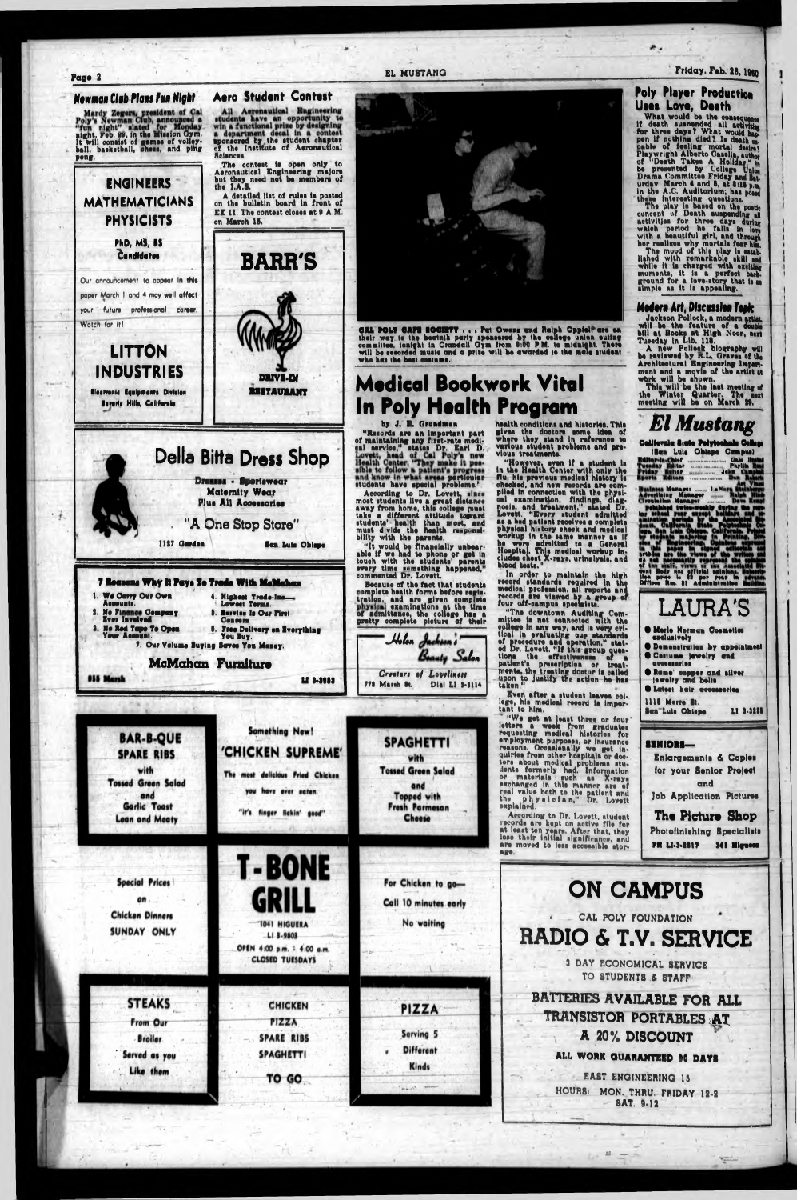## Newman Club Plans Fun Night

Mardy Zegers, president of Cal Poly's Newman Club, announced a "fun night" slated for Monday night, Feb. 29, in the Mission Gym. It will consist of games of volleyball, basketball, chess, and ping pong.

**ENGINEERS MATHEMATICIANS PHYSICISTS**

PhD, MS, BS Candidates

Our announcement to appear in this paper March 1 and 4 may well affect your future professional career. Watch for it!

**LITTON INDUSTRIES**

Electronic Equipments Division
Beverly Hills, California

## Aero Student Contest

All Aeronautical Engineering students have an opportunity to win a functional prize by designing a department decal in a contest sponsored by the student chapter of the Institute of Aeronautical Sciences.

The contest is open only to Aeronautical Engineering majors but they need not be members of the I.A.S.

A detailed list of rules is posted on the bulletin board in front of EE 11. The contest closes at 9 A.M. on March 15.

**BARR'S**

DRIVE-IN RESTAURANT

CAL POLY CAFE SOCIETY . . . Pat Owens and Ralph Oppleif are on their way to the beatnik party sponsored by the college union outing committee, tonight in Crandall Gym from 8:00 P.M. to midnight. There will be recorded music and a prize will be awarded to the male student who has the best costume.

# Medical Bookwork Vital In Poly Health Program

by J. B. Grundman

"Records are an important part of maintaining any first-rate medical service," states Dr. Earl D. Lovett, head of Cal Poly's new Health Center. "They make it possible to follow a patient's progress and know in what areas particular students have special problems."

According to Dr. Lovett, since most students live a great distance away from home, this college must take a different attitude toward students' health than most, and must divide the health responsibility with the parents.

"It would be financially unbearable if we had to phone or get in touch with the students' parents every time something happened," commented Dr. Lovett.

Because of the fact that students complete health forms before registration, and are given complete physical examinations at the time of admittance, the college has a pretty complete picture of their health conditions and histories. This gives the doctors some idea of where they stand in reference to various student problems and previous treatments.

"However, even if a student is in the Health Center with only the flu, his previous medical history is checked, and new records are compiled in connection with the physical examination, findings, diagnosis, and treatment," stated Dr. Lovett. "Every student admitted as a bed patient receives a complete physical history check and medical workup in the same manner as if he were admitted to a General Hospital. This medical workup includes chest X-rays, urinalysis, and blood tests."

In order to maintain the high record standards required in the medical profession, all reports and records are viewed by a group of four off-campus specialists.

"The downtown Auditing Committee is not connected with the college in any way, and is very critical in evaluating our standards of procedure and operation," stated Dr. Lovett. "If this group questions the effectiveness of a patient's prescription or treatments, the treating doctor is called upon to justify the action he has taken."

Even after a student leaves college, his medical record is important to him.

"We get at least three or four letters a week from graduates requesting medical histories for employment purposes, or insurance reasons. Occasionally we get inquiries from other hospitals or doctors about medical problems students formerly had. Information or materials such as X-rays exchanged in this manner are of real value both to the patient and the physician," Dr. Lovett explained.

According to Dr. Lovett, student records are kept on active file for at least ten years. After that, they lose their initial significance, and are moved to less accessible storage.

## Poly Player Production Uses Love, Death

What would be the consequences if death suspended all activities for three days? What would happen if nothing died? Is death capable of feeling mortal desire? Playwright Alberto Casella, author of "Death Takes A Holiday," to be presented by College Union Drama Committee Friday and Saturday March 4 and 5, at 8:15 p.m. in the A.C. Auditorium, has posed these interesting questions.

The play is based on the poetic concept of Death suspending all activities for three days during which period he falls in love with a beautiful girl, and through her realizes why mortals fear him.

The mood of this play is established with remarkable skill and while it is charged with exciting moments, it is a perfect background for a love-story that is as simple as it is appealing.

## Modern Art, Discussion Topic

Jackson Pollock, a modern artist, will be the feature of a double bill at Books at High Noon, next Tuesday in Lib. 128.

A new Pollock biography will be reviewed by R.L. Graves of the Architectural Engineering Department and a movie of the artist at work will be shown.

This will be the last meeting of the Winter Quarter. The next meeting will be on March 29.

# El Mustang

California State Polytechnic College
(San Luis Obispo Campus)

Editor-in-Chief ........ Gale Easter
Tuesday Editor ........ Phyllis Rose
Friday Editor ........ John Campbell
Sports Editor ........ Don Baker
Art ........ Art Vinal
Business Manager ........ LaNora Sheldon
Advertising Manager ........ Ralph Blair
Circulation Manager ........ Dave Ross

Published twice-weekly during the regular school year except holidays and examination periods by the Associated Students, California State Polytechnic College, San Luis Obispo, California. Printed by students majoring in Printing Engineering. Opinions expressed in this paper in signed editorials and articles are the views of the writers and do not necessarily represent the opinions of the staff, views of the Associated Student Body nor official opinions. Subscription price is $3 per year in advance. Offices Rm. 21 Administration Building.

**Della Bitta Dress Shop**

Dresses - Sportswear
Maternity Wear
Plus All Accessories

"A One Stop Store"

1127 Garden — San Luis Obispo

**LAURA'S**

- Merle Norman Cosmetics exclusively
- Demonstration by appointment
- Costume jewelry and accessories
- Rama copper and silver jewelry and belts
- Latest hair accessories

1119 Morro St.
San Luis Obispo — LI 3-3238

**7 Reasons Why It Pays To Trade With McMahan**

1. We Carry Our Own Accounts.
2. No Finance Company Ever Involved
3. No Red Tape To Open Your Account.
4. Highest Trade-Ins—Lowest Terms.
5. Service Is Our First Concern
6. Free Delivery on Everything You Buy.
7. Our Volume Buying Saves You Money.

**McMahan Furniture**

855 Marsh — LI 3-3683

*Helen Jackson's Beauty Salon*

Creators of Loveliness
778 Marsh St. — Dial LI 3-3114

**SENIORS—**

Enlargements & Copies for your Senior Project and Job Application Pictures

**The Picture Shop**

Photofinishing Specialists

PH LI-3-3317 — 341 Higuera

**BAR-B-QUE SPARE RIBS** with Tossed Green Salad and Garlic Toast Lean and Meaty

Something New! **'CHICKEN SUPREME'** The most delicious Fried Chicken you have ever eaten. "It's finger lickin' good"

**SPAGHETTI** with Tossed Green Salad and Topped with Fresh Parmesan Cheese

Special Prices on Chicken Dinners SUNDAY ONLY

**T-BONE GRILL**

1041 HIGUERA
LI 3-9803
OPEN 4:00 p.m. - 4:00 a.m.
CLOSED TUESDAYS

For Chicken to go— Call 10 minutes early No waiting

**STEAKS** From Our Broiler Served as you Like them

CHICKEN PIZZA SPARE RIBS SPAGHETTI TO GO

**PIZZA** Serving 5 Different Kinds

**ON CAMPUS**

CAL POLY FOUNDATION

**RADIO & T.V. SERVICE**

3 DAY ECONOMICAL SERVICE TO STUDENTS & STAFF

BATTERIES AVAILABLE FOR ALL TRANSISTOR PORTABLES AT A 20% DISCOUNT

ALL WORK GUARANTEED 90 DAYS

EAST ENGINEERING 15
HOURS: MON. THRU. FRIDAY 12-2
SAT. 9-12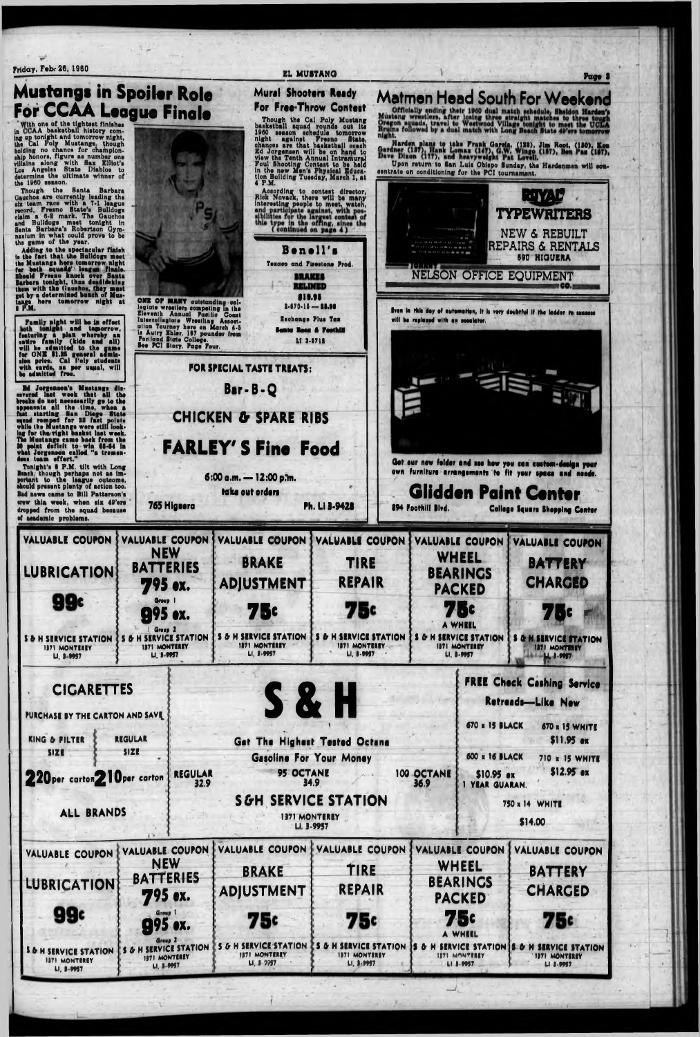# Mustangs in Spoiler Role For CCAA League Finale

With one of the tightest finishes in CCAA basketball history coming up tonight and tomorrow night, the Cal Poly Mustangs, though holding no chance for championship honors, figure as number one villains along with San Elliott's Los Angeles State Diablos to determine the ultimate winner of the 1960 season.

Though the Santa Barbara Gauchos are currently leading the six team race with a 7-1 league record, Fresno State's Bulldogs claim a 6-2 mark. The Gauchos and Bulldogs meet tonight in Santa Barbara's Robertson Gymnasium in what could prove to be the game of the year.

Adding to the spectacular finish is the fact that the Bulldogs meet the Mustangs here tomorrow night for both squads' league finale. Should Fresno knock over Santa Barbara tonight, thus deadlocking them with the Gauchos, they must get by a determined bunch of Mustangs here tomorrow night at 8 P.M.

**Family night will be in effect both tonight and tomorrow, featuring a plan whereby an entire family (kids and all) will be admitted to the game for ONE $1.25 general admission price. Cal Poly students with cards, as per usual, will be admitted free.**

Ed Jorgensen's Mustangs discovered last week that all the breaks do not necessarily go to the opponents all the time, when a fast starting San Diego State squad romped for 28 fast points while the Mustangs were still looking for the right basket last week. The Mustangs came back from the 20 point deficit to win 68-64 in what Jorgensen called "a tremendous team effort."

Tonight's 8 P.M. tilt with Long Beach, though perhaps not as important to the league outcome, should present plenty of action too. Bad news came to Bill Patterson's crew this week, when six 49'ers dropped from the squad because of academic problems.

ONE OF MANY outstanding collegiate wrestlers competing in the Eleventh Annual Pacific Coast Intercollegiate Wrestling Association Tourney here on March 4-5 is Autry Ehler, 167 pounder from Portland State College. See PCI Story, Page Four.

## Mural Shooters Ready For Free-Throw Contest

Though the Cal Poly Mustang basketball squad rounds out its 1960 season schedule tomorrow night against Fresno State, chances are that basketball coach Ed Jorgensen will be on hand to view the Tenth Annual Intramural Foul Shooting Contest to be held in the new Men's Physical Education Building Tuesday, March 1, at 4 P.M.

According to contest director, Rick Novack, there will be many interesting people to meet, watch, and participate against, with possibilities for the largest contest of this type in the offing, since the (continued on page 4)

**Benell's**
Texaco and Firestone Prod.
BRAKES RELINED
$19.95
8-670-15 — $8.95
Exchange Plus Tax
Santa Rosa & Foothill
LI 3-9713

# Matmen Head South For Weekend

**Officially ending their 1960 dual match schedule, Sheldon Harden's Mustang wrestlers, after losing three straight matches to three tough Oregon squads, travel to Westwood Village tonight to meet the UCLA Bruins followed by a dual match with Long Beach State 49'ers tomorrow night.**

Harden plans to take Frank Garcia (123), Jim Root, (130), Ken Gardner (137), Hank Lomax (147), G.W. Wingo (157), Ben Paz (167), Dave Dixon (177), and heavyweight Pat Lovell.

Upon return to San Luis Obispo Sunday, the Hardenmen will concentrate on conditioning for the PCI tournament.

**ROYAL TYPEWRITERS**
NEW & REBUILT
REPAIRS & RENTALS
690 HIGUERA
NELSON OFFICE EQUIPMENT CO.

Even in this day of automation, it is very doubtful if the ladder to success will be replaced with an escalator.

Get our new folder and see how you can custom-design your own furniture arrangements to fit your space and needs.

**Glidden Paint Center**
894 Foothill Blvd. — College Square Shopping Center

FOR SPECIAL TASTE TREATS:
**Bar-B-Q**
**CHICKEN & SPARE RIBS**
**FARLEY'S Fine Food**
6:00 a.m. — 12:00 p.m.
take out orders
765 Higuera — Ph. LI 3-9428

| VALUABLE COUPON | VALUABLE COUPON | VALUABLE COUPON | VALUABLE COUPON | VALUABLE COUPON | VALUABLE COUPON |
|---|---|---|---|---|---|
| LUBRICATION | NEW BATTERIES | BRAKE ADJUSTMENT | TIRE REPAIR | WHEEL BEARINGS PACKED | BATTERY CHARGED |
| 99c | 7.95 ex. Group 1 / 9.95 ex. Group 2 | 75c | 75c | 75c A WHEEL | 75c |
| S & H SERVICE STATION 1371 MONTEREY LI. 3-9957 | S & H SERVICE STATION 1371 MONTEREY LI. 3-9957 | S & H SERVICE STATION 1371 MONTEREY LI. 3-9957 | S & H SERVICE STATION 1371 MONTEREY LI. 3-9957 | S & H SERVICE STATION 1371 MONTEREY LI. 3-9957 | S & H SERVICE STATION 1371 MONTEREY LI. 3-9957 |

**CIGARETTES**
PURCHASE BY THE CARTON AND SAVE
KING & FILTER SIZE 2.20 per carton
REGULAR SIZE 2.10 per carton
ALL BRANDS

**S & H**
Get The Highest Tested Octane Gasoline For Your Money
REGULAR 32.9 — 95 OCTANE 34.9 — 100 OCTANE 36.9
**S&H SERVICE STATION**
1371 MONTEREY
LI. 3-9957

**FREE Check Cashing Service**
Retreads—Like New

| 670 x 15 BLACK | 670 x 15 WHITE $11.95 ex |
|---|---|
| 600 x 16 BLACK $10.95 ex | 710 x 15 WHITE $12.95 ex |
| 1 YEAR GUARAN. | 750 x 14 WHITE $14.00 |

| VALUABLE COUPON | VALUABLE COUPON | VALUABLE COUPON | VALUABLE COUPON | VALUABLE COUPON | VALUABLE COUPON |
|---|---|---|---|---|---|
| LUBRICATION | NEW BATTERIES | BRAKE ADJUSTMENT | TIRE REPAIR | WHEEL BEARINGS PACKED | BATTERY CHARGED |
| 99c | 7.95 ex. Group 1 / 9.95 ex. Group 2 | 75c | 75c | 75c A WHEEL | 75c |
| S & H SERVICE STATION 1371 MONTEREY LI. 3-9957 | S & H SERVICE STATION 1371 MONTEREY LI. 3-9957 | S & H SERVICE STATION 1371 MONTEREY LI. 3-9957 | S & H SERVICE STATION 1371 MONTEREY LI. 3-9957 | S & H SERVICE STATION 1371 MONTEREY LI. 3-9957 | S & H SERVICE STATION 1371 MONTEREY LI. 3-9957 |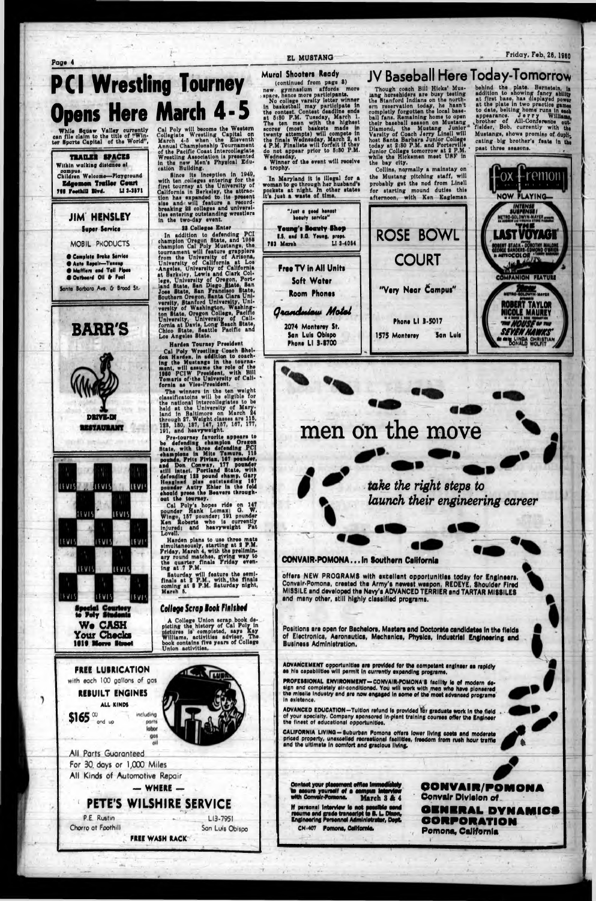# PCI Wrestling Tourney Opens Here March 4-5

While Squaw Valley currently can file claim to the title of "Winter Sports Capital of the World", Cal Poly will become the Western Collegiate Wrestling Capital on March 4-5 when the Eleventh Annual Championship Tournament of the Pacific Coast Intercollegiate Wrestling Association is presented in the new Men's Physical Education Building.

Since its inception in 1949, with ten colleges entering for the first tourney at the University of California in Berkeley, the attraction has expanded to its present size and will feature a record-breaking 28 colleges and universities entering outstanding wrestlers in the two-day event.

### 28 Colleges Enter

In addition to defending PCI champion Oregon State, and 1958 champion Cal Poly Mustangs, the tournament will feature grapplers from the University of Arizona, University of California at Los Angeles, University of California at Berkeley, Lewis and Clark College, University of Oregon, Portland State, San Diego State, San Jose State, San Francisco State, Southern Oregon, Santa Clara University, Stanford University, University of Washington, Washington State, Oregon College, Pacific University, University of California at Davis, Long Beach State, Chico State, Seattle Pacific and Los Angeles State.

### Harden Tourney President

Cal Poly Wrestling Coach Sheldon Harden, in addition to coaching the Mustangs in the tournament, will assume the role of the 1960 PCIW President, with Bill Tomaris of the University of California as Vice-President.

The winners in the ten weight classifications will be eligible for the national intercollegiates to be held at the University of Maryland in Baltimore on March 24 through 27. Weight classes are 115, 123, 130, 137, 147, 157, 167, 177, 191, and heavyweight.

Pre-tourney favorite appears to be defending champion Oregon State, with three defending PCI champions in Mits Tamura, 115 pounder, Fritz Fivian, 167 pounder, and Don Conway, 177 pounder still intact. Portland State, with defending 123 pound champ, Gary Haagland plus outstanding 167 pounder Autry Ehler in the fold should press the Beavers throughout the tourney.

Cal Poly's hopes ride on 147 pounder Hank Lomax; G. W. Winge, 157 pounder; 191 pounder Ken Roberts who is currently injured; and heavyweight Pat Lovell.

Harden plans to use three mats simultaneously, starting at 2 P.M. Friday, March 4, with the preliminary round matches, giving way to the quarter finals Friday evening at 7 P.M.

Saturday will feature the semifinals at 2 P.M., with the finals coming at 8 P.M. Saturday night, March 5.

### *College Scrap Book Finished*

A College Union scrap book depicting the history of Cal Poly in pictures is completed, says Kay Williams, activities adviser. The book contains five years of College Union activities.

## Mural Shooters Ready

(continued from page 3)

new gymnasium affords more space, hence more participants.

No college varsity letter winner in basketball may participate in the contest. Contest deadline ends at 5:30 P.M. Tuesday, March 1. The ten men with the highest scores (most baskets made in twenty attempts) will compete in the finals Wednesday, March 2, at 4 P.M. Finalists will forfeit if they do not appear prior to 5:30 P.M. Wednesday.

Winner of the event will receive a trophy.

In Maryland it is illegal for a woman to go through her husband's pockets at night. In other states it's just a waste of time.

# JV Baseball Here Today-Tomorrow

Though coach Bill Hicks' Mustang horsehiders are busy testing the Stanford Indians on the northern reservation today, he hasn't completely forgotten the local baseball fans. Remaining home to open their baseball season on Mustang Diamond, the Mustang Junior Varsity of Coach Jerry Linell will host Santa Barbara Junior College today at 2:30 P.M. and Porterville Junior College tomorrow at 2 P.M. while the Hicksmen meet USF in the bay city.

Collins, normally a mainstay on the Mustang pitching staff, will probably get the nod from Linell for starting mound duties this afternoon, with Ken Engleman behind the plate. Bernstein, in addition to showing fancy ability at first base, has displayed power at the plate in two practice games to date, belting home runs in each appearance. Jerry Williams, brother of All-Conference outfielder, Bob, currently with the Mustangs, shows promise of duplicating big brother's feats in the past three seasons.

---

**TRAILER SPACES**
Within walking distance of campus.
Children Welcome—Playground
**Edgemon Trailer Court**
**788 Foothill Blvd. LI 3-3571**

---

**JIM HENSLEY**
**Super Service**
MOBIL PRODUCTS
- Complete Brake Service
- Auto Repair—Tuneup
- Mufflers and Tail Pipes
- Outboard Oil & Fuel

Santa Barbara Ave. & Broad St.

---

**BARR'S**
**DRIVE-IN RESTAURANT**

---

**Special Courtesy to Poly Students**
**We CASH Your Checks**
**1019 Morro Street**

---

**FREE LUBRICATION**
with each 100 gallons of gas
**REBUILT ENGINES**
ALL KINDS
**$165.00** and up — including parts, labor, gas, oil

All Parts Guaranteed
For 30 days or 1,000 Miles
All Kinds of Automotive Repair
— WHERE —
**PETE'S WILSHIRE SERVICE**
P.E. Rustin — LI3-7951
Chorro at Foothill — San Luis Obispo
FREE WASH RACK

---

"Just a good honest beauty service"
**Young's Beauty Shop**
E.S. and B.G. Young, props.
783 Marsh LI 3-4084

---

**Free TV in All Units**
**Soft Water**
**Room Phones**
*Grandview Motel*
2074 Monterey St.
San Luis Obispo
Phone LI 3-8700

---

**ROSE BOWL COURT**
"Very Near Campus"
Phone LI 3-5017
1575 Monterey — San Luis

---

**Fox Fremont**
NOW PLAYING—
INTENSE SUSPENSE!
METRO-GOLDWYN-MAYER presents
**THE LAST VOYAGE**
ROBERT STACK • DOROTHY MALONE • GEORGE SANDERS • EDMOND O'BRIEN
METROCOLOR
COMPANION FEATURE
ROBERT TAYLOR • NICOLE MAUREY
**THE HOUSE OF THE SEVEN HAWKS**
LINDA CHRISTIAN • DONALD WOLFIT

---

# men on the move

*take the right steps to launch their engineering career*

**CONVAIR-POMONA... in Southern California**

offers NEW PROGRAMS with excellent opportunities today for Engineers. Convair-Pomona, created the Army's newest weapon, REDEYE, Shoulder Fired MISSILE and developed the Navy's ADVANCED TERRIER and TARTAR MISSILES and many other, still highly classified programs.

Positions are open for Bachelors, Masters and Doctorate candidates in the fields of Electronics, Aeronautics, Mechanics, Physics, Industrial Engineering and Business Administration.

**ADVANCEMENT** opportunities are provided for the competent engineer as rapidly as his capabilities will permit in currently expanding programs.

**PROFESSIONAL ENVIRONMENT**—CONVAIR-POMONA'S facility is of modern design and completely air-conditioned. You will work with men who have pioneered the missile industry and are now engaged in some of the most advanced programs in existence.

**ADVANCED EDUCATION**—Tuition refund is provided for graduate work in the field of your specialty. Company sponsored in-plant training courses offer the Engineer the finest of educational opportunities.

**CALIFORNIA LIVING**—Suburban Pomona offers lower living costs and moderate priced property, unexcelled recreational facilities, freedom from rush hour traffic and the ultimate in comfort and gracious living.

Contact your placement office immediately to assure yourself of a campus interview with Convair-Pomona. **March 3 & 4**

If personal interview is not possible send resume and grade transcript to B. L. Dixon, Engineering Personnel Administrator, Dept. CN-407 Pomona, California.

**CONVAIR/POMONA**
Convair Division of
**GENERAL DYNAMICS CORPORATION**
Pomona, California